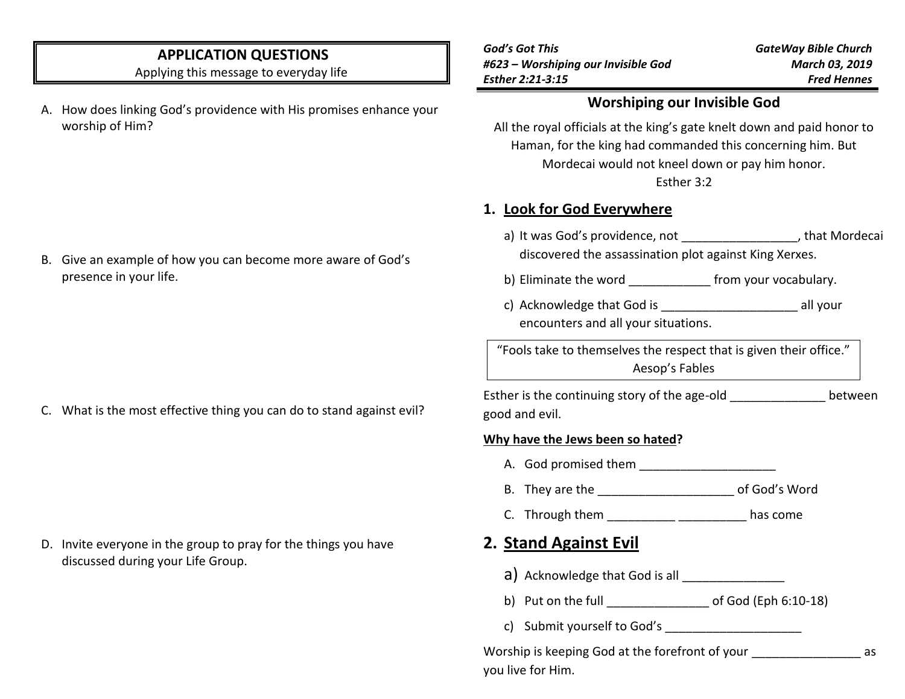## APPLICATION QUESTIONS
Applying this message to everyday life

A. How does linking God's providence with His promises enhance your worship of Him?

B. Give an example of how you can become more aware of God's presence in your life.

C. What is the most effective thing you can do to stand against evil?

D. Invite everyone in the group to pray for the things you have discussed during your Life Group.

***God's Got This***
***#623 – Worshiping our Invisible God***
***Esther 2:21-3:15***

***GateWay Bible Church***
***March 03, 2019***
***Fred Hennes***

# Worshiping our Invisible God

All the royal officials at the king's gate knelt down and paid honor to Haman, for the king had commanded this concerning him. But Mordecai would not kneel down or pay him honor.
Esther 3:2

## 1. Look for God Everywhere

a) It was God's providence, not _________________, that Mordecai discovered the assassination plot against King Xerxes.

b) Eliminate the word ____________ from your vocabulary.

c) Acknowledge that God is ____________________ all your encounters and all your situations.

> "Fools take to themselves the respect that is given their office."
> Aesop's Fables

Esther is the continuing story of the age-old ______________ between good and evil.

**Why have the Jews been so hated?**

A. God promised them ____________________

B. They are the ____________________ of God's Word

C. Through them __________ __________ has come

## 2. Stand Against Evil

a) Acknowledge that God is all _______________

b) Put on the full _______________ of God (Eph 6:10-18)

c) Submit yourself to God's ____________________

Worship is keeping God at the forefront of your ________________ as you live for Him.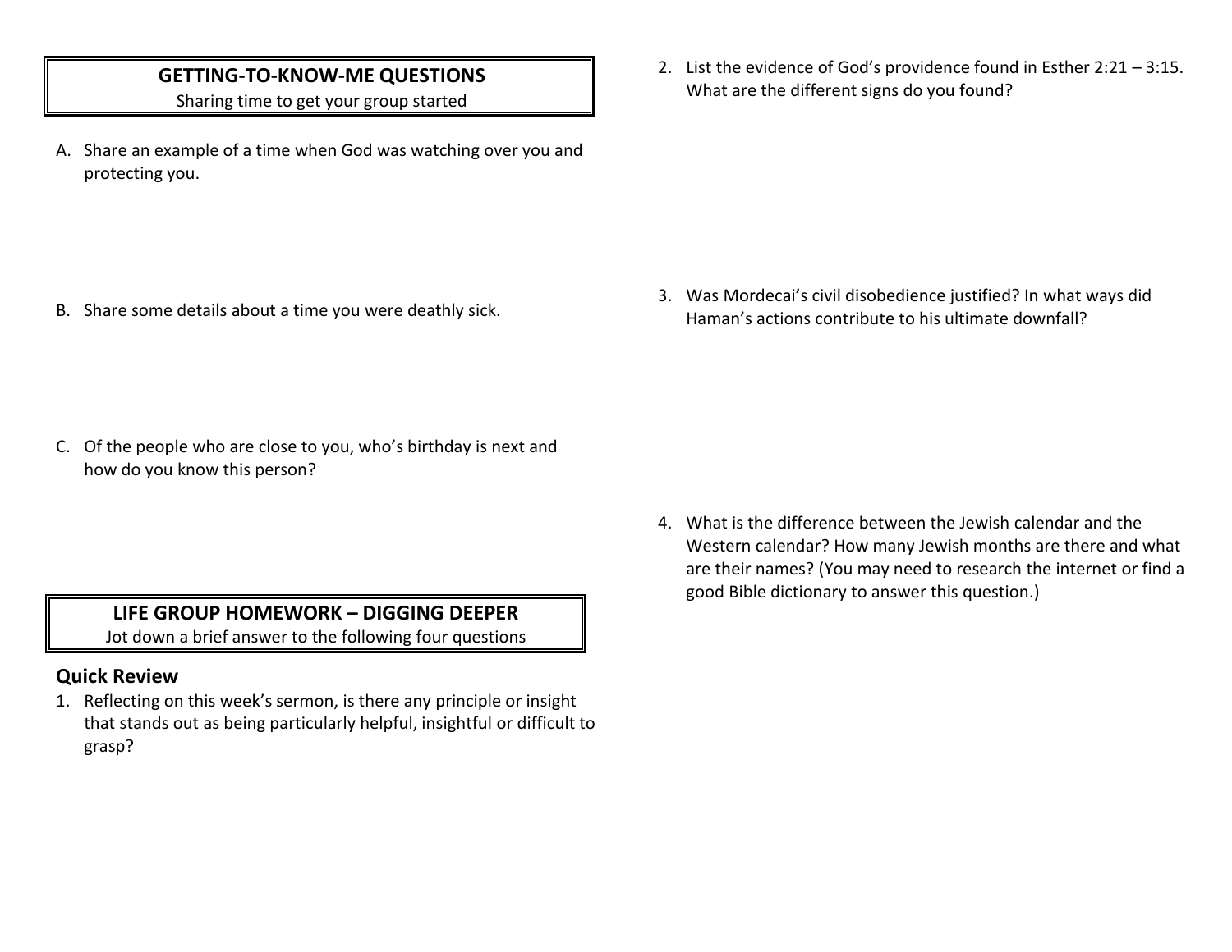## GETTING-TO-KNOW-ME QUESTIONS

Sharing time to get your group started

A. Share an example of a time when God was watching over you and protecting you.

B. Share some details about a time you were deathly sick.

C. Of the people who are close to you, who's birthday is next and how do you know this person?

## LIFE GROUP HOMEWORK – DIGGING DEEPER

Jot down a brief answer to the following four questions

### Quick Review

1. Reflecting on this week's sermon, is there any principle or insight that stands out as being particularly helpful, insightful or difficult to grasp?

2. List the evidence of God's providence found in Esther 2:21 – 3:15. What are the different signs do you found?

3. Was Mordecai's civil disobedience justified? In what ways did Haman's actions contribute to his ultimate downfall?

4. What is the difference between the Jewish calendar and the Western calendar? How many Jewish months are there and what are their names? (You may need to research the internet or find a good Bible dictionary to answer this question.)